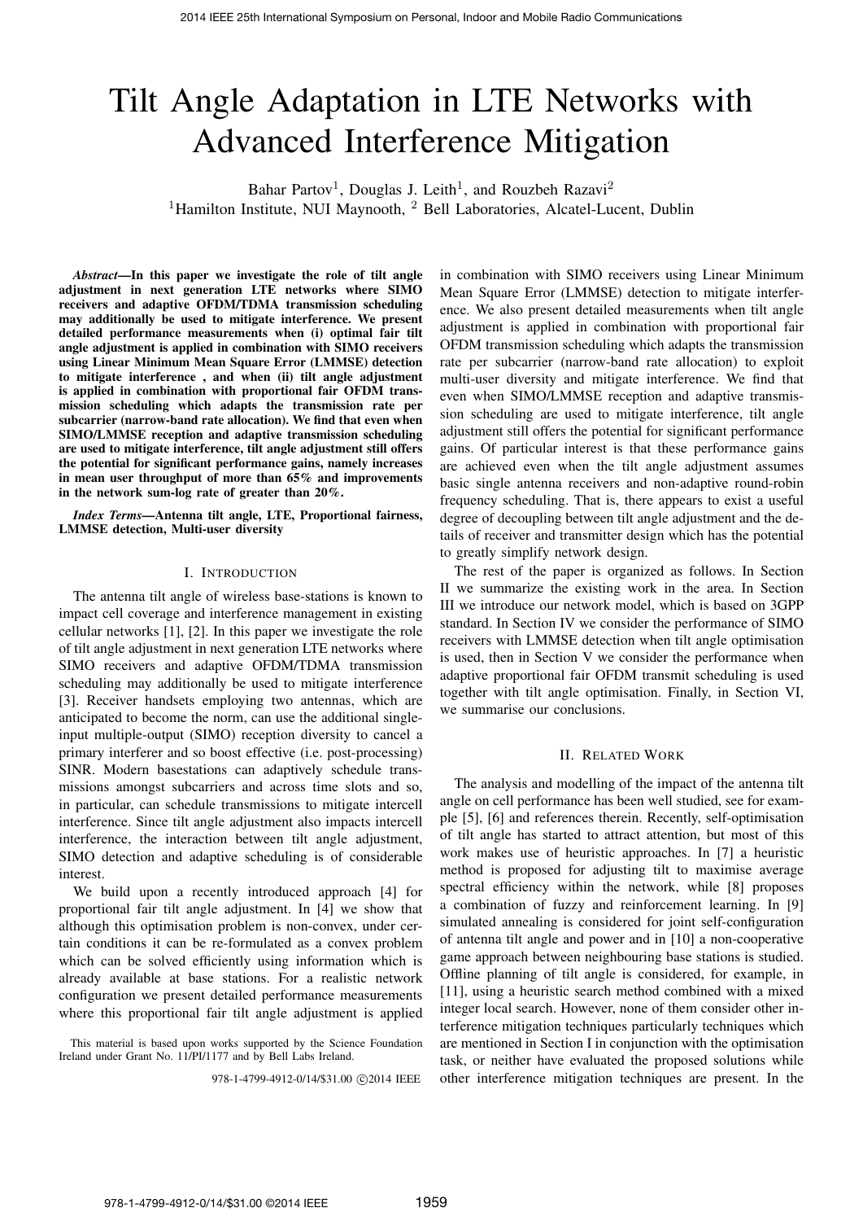# Tilt Angle Adaptation in LTE Networks with Advanced Interference Mitigation

Bahar Partov[1], Douglas J. Leith[1], and Rouzbeh Razavi[2]
[1]Hamilton Institute, NUI Maynooth, [2] Bell Laboratories, Alcatel-Lucent, Dublin

***Abstract*—In this paper we investigate the role of tilt angle adjustment in next generation LTE networks where SIMO receivers and adaptive OFDM/TDMA transmission scheduling may additionally be used to mitigate interference. We present detailed performance measurements when (i) optimal fair tilt angle adjustment is applied in combination with SIMO receivers using Linear Minimum Mean Square Error (LMMSE) detection to mitigate interference , and when (ii) tilt angle adjustment is applied in combination with proportional fair OFDM transmission scheduling which adapts the transmission rate per subcarrier (narrow-band rate allocation). We find that even when SIMO/LMMSE reception and adaptive transmission scheduling are used to mitigate interference, tilt angle adjustment still offers the potential for significant performance gains, namely increases in mean user throughput of more than 65% and improvements in the network sum-log rate of greater than 20%.**

***Index Terms*—Antenna tilt angle, LTE, Proportional fairness, LMMSE detection, Multi-user diversity**

## I. Introduction

The antenna tilt angle of wireless base-stations is known to impact cell coverage and interference management in existing cellular networks [1], [2]. In this paper we investigate the role of tilt angle adjustment in next generation LTE networks where SIMO receivers and adaptive OFDM/TDMA transmission scheduling may additionally be used to mitigate interference [3]. Receiver handsets employing two antennas, which are anticipated to become the norm, can use the additional single-input multiple-output (SIMO) reception diversity to cancel a primary interferer and so boost effective (i.e. post-processing) SINR. Modern basestations can adaptively schedule transmissions amongst subcarriers and across time slots and so, in particular, can schedule transmissions to mitigate intercell interference. Since tilt angle adjustment also impacts intercell interference, the interaction between tilt angle adjustment, SIMO detection and adaptive scheduling is of considerable interest.

We build upon a recently introduced approach [4] for proportional fair tilt angle adjustment. In [4] we show that although this optimisation problem is non-convex, under certain conditions it can be re-formulated as a convex problem which can be solved efficiently using information which is already available at base stations. For a realistic network configuration we present detailed performance measurements where this proportional fair tilt angle adjustment is applied in combination with SIMO receivers using Linear Minimum Mean Square Error (LMMSE) detection to mitigate interference. We also present detailed measurements when tilt angle adjustment is applied in combination with proportional fair OFDM transmission scheduling which adapts the transmission rate per subcarrier (narrow-band rate allocation) to exploit multi-user diversity and mitigate interference. We find that even when SIMO/LMMSE reception and adaptive transmission scheduling are used to mitigate interference, tilt angle adjustment still offers the potential for significant performance gains. Of particular interest is that these performance gains are achieved even when the tilt angle adjustment assumes basic single antenna receivers and non-adaptive round-robin frequency scheduling. That is, there appears to exist a useful degree of decoupling between tilt angle adjustment and the details of receiver and transmitter design which has the potential to greatly simplify network design.

The rest of the paper is organized as follows. In Section II we summarize the existing work in the area. In Section III we introduce our network model, which is based on 3GPP standard. In Section IV we consider the performance of SIMO receivers with LMMSE detection when tilt angle optimisation is used, then in Section V we consider the performance when adaptive proportional fair OFDM transmit scheduling is used together with tilt angle optimisation. Finally, in Section VI, we summarise our conclusions.

This material is based upon works supported by the Science Foundation Ireland under Grant No. 11/PI/1177 and by Bell Labs Ireland.

## II. Related Work

The analysis and modelling of the impact of the antenna tilt angle on cell performance has been well studied, see for example [5], [6] and references therein. Recently, self-optimisation of tilt angle has started to attract attention, but most of this work makes use of heuristic approaches. In [7] a heuristic method is proposed for adjusting tilt to maximise average spectral efficiency within the network, while [8] proposes a combination of fuzzy and reinforcement learning. In [9] simulated annealing is considered for joint self-configuration of antenna tilt angle and power and in [10] a non-cooperative game approach between neighbouring base stations is studied. Offline planning of tilt angle is considered, for example, in [11], using a heuristic search method combined with a mixed integer local search. However, none of them consider other interference mitigation techniques particularly techniques which are mentioned in Section I in conjunction with the optimisation task, or neither have evaluated the proposed solutions while other interference mitigation techniques are present. In the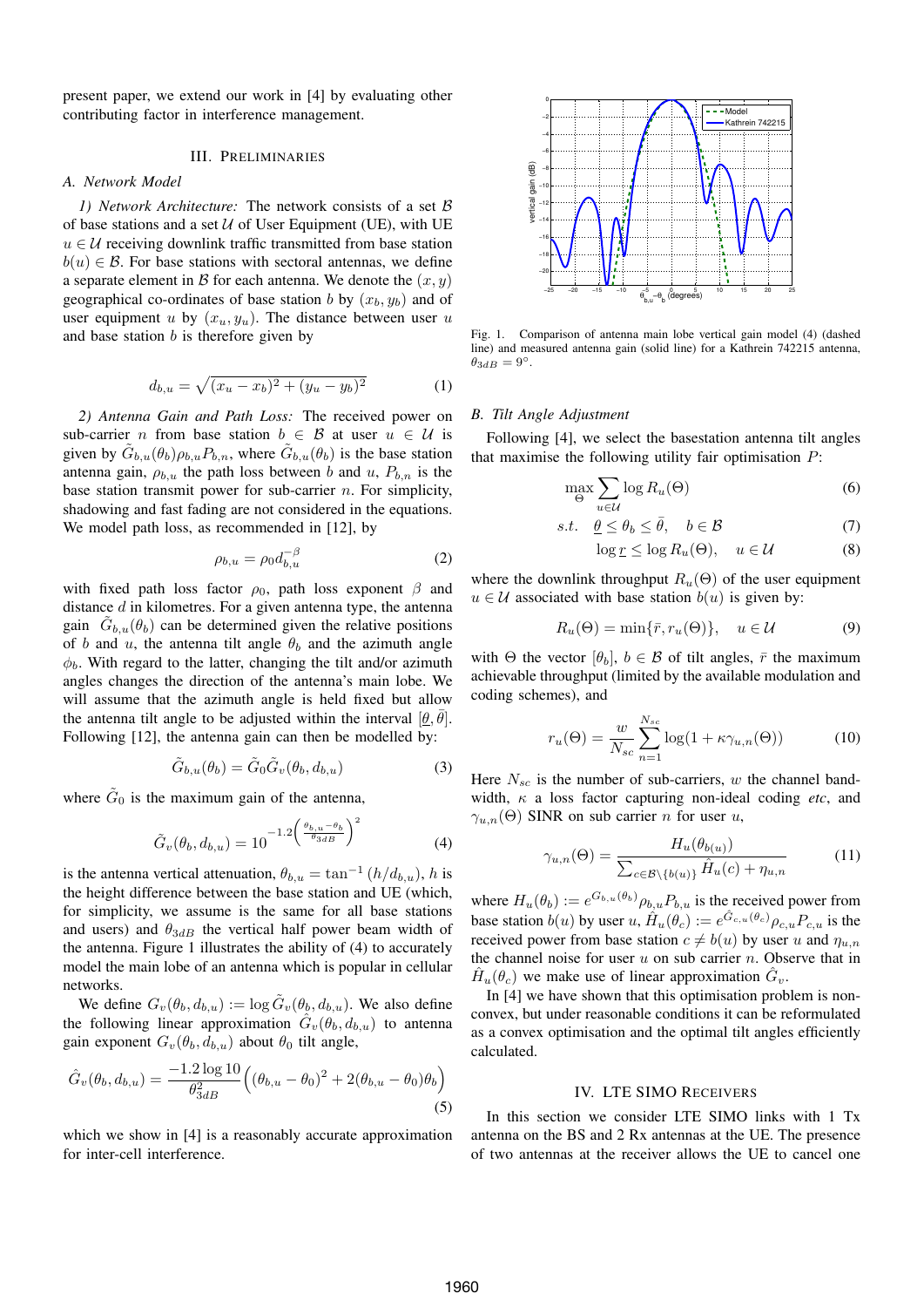present paper, we extend our work in [4] by evaluating other contributing factor in interference management.

## III. Preliminaries

### A. Network Model

*1) Network Architecture:* The network consists of a set $\mathcal{B}$ of base stations and a set $\mathcal{U}$ of User Equipment (UE), with UE $u \in \mathcal{U}$ receiving downlink traffic transmitted from base station $b(u) \in \mathcal{B}$. For base stations with sectoral antennas, we define a separate element in $\mathcal{B}$ for each antenna. We denote the $(x, y)$ geographical co-ordinates of base station $b$ by $(x_b, y_b)$ and of user equipment $u$ by $(x_u, y_u)$. The distance between user $u$ and base station $b$ is therefore given by

$$d_{b,u} = \sqrt{(x_u - x_b)^2 + (y_u - y_b)^2} \tag{1}$$

*2) Antenna Gain and Path Loss:* The received power on sub-carrier $n$ from base station $b \in \mathcal{B}$ at user $u \in \mathcal{U}$ is given by $\tilde{G}_{b,u}(\theta_b)\rho_{b,u}P_{b,n}$, where $\tilde{G}_{b,u}(\theta_b)$ is the base station antenna gain, $\rho_{b,u}$ the path loss between $b$ and $u$, $P_{b,n}$ is the base station transmit power for sub-carrier $n$. For simplicity, shadowing and fast fading are not considered in the equations. We model path loss, as recommended in [12], by

$$\rho_{b,u} = \rho_0 d_{b,u}^{-\beta} \tag{2}$$

with fixed path loss factor $\rho_0$, path loss exponent $\beta$ and distance $d$ in kilometres. For a given antenna type, the antenna gain $\tilde{G}_{b,u}(\theta_b)$ can be determined given the relative positions of $b$ and $u$, the antenna tilt angle $\theta_b$ and the azimuth angle $\phi_b$. With regard to the latter, changing the tilt and/or azimuth angles changes the direction of the antenna's main lobe. We will assume that the azimuth angle is held fixed but allow the antenna tilt angle to be adjusted within the interval $[\underline{\theta}, \bar{\theta}]$. Following [12], the antenna gain can then be modelled by:

$$\tilde{G}_{b,u}(\theta_b) = \tilde{G}_0 \tilde{G}_v(\theta_b, d_{b,u}) \tag{3}$$

where $\tilde{G}_0$ is the maximum gain of the antenna,

$$\tilde{G}_v(\theta_b, d_{b,u}) = 10^{-1.2\left(\frac{\theta_{b,u} - \theta_b}{\theta_{3dB}}\right)^2} \tag{4}$$

is the antenna vertical attenuation, $\theta_{b,u} = \tan^{-1}(h/d_{b,u})$, $h$ is the height difference between the base station and UE (which, for simplicity, we assume is the same for all base stations and users) and $\theta_{3dB}$ the vertical half power beam width of the antenna. Figure 1 illustrates the ability of (4) to accurately model the main lobe of an antenna which is popular in cellular networks.

We define $G_v(\theta_b, d_{b,u}) := \log \tilde{G}_v(\theta_b, d_{b,u})$. We also define the following linear approximation $\hat{G}_v(\theta_b, d_{b,u})$ to antenna gain exponent $G_v(\theta_b, d_{b,u})$ about $\theta_0$ tilt angle,

$$\hat{G}_v(\theta_b, d_{b,u}) = \frac{-1.2 \log 10}{\theta_{3dB}^2}\Big((\theta_{b,u} - \theta_0)^2 + 2(\theta_{b,u} - \theta_0)\theta_b\Big) \tag{5}$$

which we show in [4] is a reasonably accurate approximation for inter-cell interference.

Fig. 1. Comparison of antenna main lobe vertical gain model (4) (dashed line) and measured antenna gain (solid line) for a Kathrein 742215 antenna, $\theta_{3dB} = 9°$.

### B. Tilt Angle Adjustment

Following [4], we select the basestation antenna tilt angles that maximise the following utility fair optimisation $P$:

$$\max_{\Theta} \sum_{u \in \mathcal{U}} \log R_u(\Theta) \tag{6}$$

$$s.t. \quad \underline{\theta} \le \theta_b \le \bar{\theta}, \quad b \in \mathcal{B} \tag{7}$$

$$\log \underline{r} \le \log R_u(\Theta), \quad u \in \mathcal{U} \tag{8}$$

where the downlink throughput $R_u(\Theta)$ of the user equipment $u \in \mathcal{U}$ associated with base station $b(u)$ is given by:

$$R_u(\Theta) = \min\{\bar{r}, r_u(\Theta)\}, \quad u \in \mathcal{U} \tag{9}$$

with $\Theta$ the vector $[\theta_b]$, $b \in \mathcal{B}$ of tilt angles, $\bar{r}$ the maximum achievable throughput (limited by the available modulation and coding schemes), and

$$r_u(\Theta) = \frac{w}{N_{sc}} \sum_{n=1}^{N_{sc}} \log(1 + \kappa\gamma_{u,n}(\Theta)) \tag{10}$$

Here $N_{sc}$ is the number of sub-carriers, $w$ the channel bandwidth, $\kappa$ a loss factor capturing non-ideal coding *etc*, and $\gamma_{u,n}(\Theta)$ SINR on sub carrier $n$ for user $u$,

$$\gamma_{u,n}(\Theta) = \frac{H_u(\theta_{b(u)})}{\sum_{c \in \mathcal{B}\setminus\{b(u)\}} \hat{H}_u(c) + \eta_{u,n}} \tag{11}$$

where $H_u(\theta_b) := e^{G_{b,u}(\theta_b)}\rho_{b,u}P_{b,u}$ is the received power from base station $b(u)$ by user $u$, $\hat{H}_u(\theta_c) := e^{\hat{G}_{c,u}(\theta_c)}\rho_{c,u}P_{c,u}$ is the received power from base station $c \neq b(u)$ by user $u$ and $\eta_{u,n}$ the channel noise for user $u$ on sub carrier $n$. Observe that in $\hat{H}_u(\theta_c)$ we make use of linear approximation $\hat{G}_v$.

In [4] we have shown that this optimisation problem is non-convex, but under reasonable conditions it can be reformulated as a convex optimisation and the optimal tilt angles efficiently calculated.

## IV. LTE SIMO Receivers

In this section we consider LTE SIMO links with 1 Tx antenna on the BS and 2 Rx antennas at the UE. The presence of two antennas at the receiver allows the UE to cancel one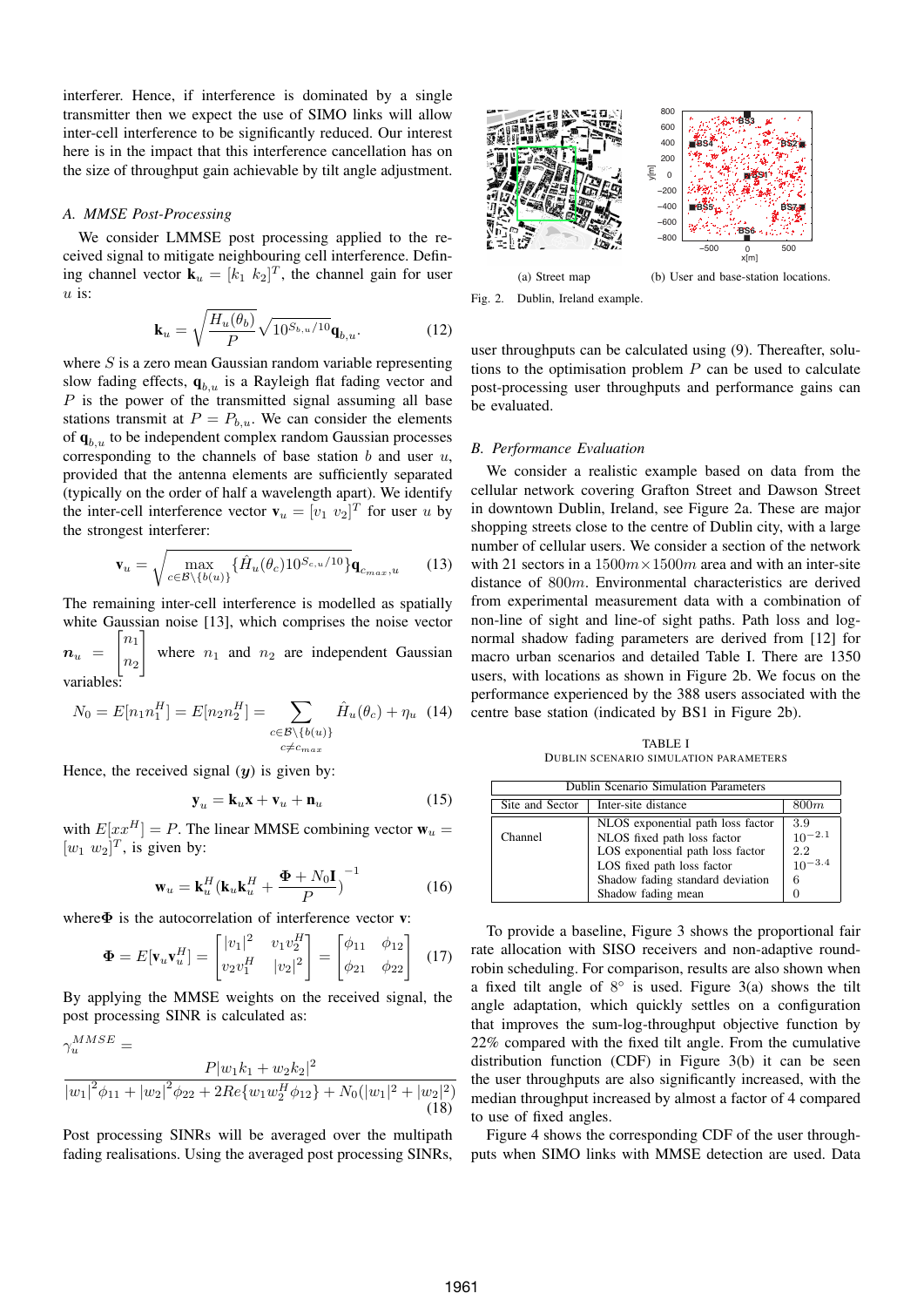interferer. Hence, if interference is dominated by a single transmitter then we expect the use of SIMO links will allow inter-cell interference to be significantly reduced. Our interest here is in the impact that this interference cancellation has on the size of throughput gain achievable by tilt angle adjustment.

### A. MMSE Post-Processing

We consider LMMSE post processing applied to the received signal to mitigate neighbouring cell interference. Defining channel vector $\mathbf{k}_u = [k_1 \ k_2]^T$, the channel gain for user $u$ is:

$$\mathbf{k}_u = \sqrt{\frac{H_u(\theta_b)}{P}}\sqrt{10^{S_{b,u}/10}}\mathbf{q}_{b,u}. \tag{12}$$

where $S$ is a zero mean Gaussian random variable representing slow fading effects, $\mathbf{q}_{b,u}$ is a Rayleigh flat fading vector and $P$ is the power of the transmitted signal assuming all base stations transmit at $P = P_{b,u}$. We can consider the elements of $\mathbf{q}_{b,u}$ to be independent complex random Gaussian processes corresponding to the channels of base station $b$ and user $u$, provided that the antenna elements are sufficiently separated (typically on the order of half a wavelength apart). We identify the inter-cell interference vector $\mathbf{v}_u = [v_1 \ v_2]^T$ for user $u$ by the strongest interferer:

$$\mathbf{v}_u = \sqrt{\max_{c \in \mathcal{B}\setminus\{b(u)\}}\{\hat{H}_u(\theta_c)10^{S_{c,u}/10}\}}\mathbf{q}_{c_{max},u} \tag{13}$$

The remaining inter-cell interference is modelled as spatially white Gaussian noise [13], which comprises the noise vector $\boldsymbol{n}_u = \begin{bmatrix} n_1 \\ n_2 \end{bmatrix}$ where $n_1$ and $n_2$ are independent Gaussian variables:

$$N_0 = E[n_1 n_1^H] = E[n_2 n_2^H] = \sum_{\substack{c \in \mathcal{B}\setminus\{b(u)\} \\ c \neq c_{max}}} \hat{H}_u(\theta_c) + \eta_u \tag{14}$$

Hence, the received signal ($\boldsymbol{y}$) is given by:

$$\mathbf{y}_u = \mathbf{k}_u\mathbf{x} + \mathbf{v}_u + \mathbf{n}_u \tag{15}$$

with $E[xx^H] = P$. The linear MMSE combining vector $\mathbf{w}_u = [w_1 \ w_2]^T$, is given by:

$$\mathbf{w}_u = \mathbf{k}_u^H(\mathbf{k}_u\mathbf{k}_u^H + \frac{\mathbf{\Phi} + N_0\mathbf{I}}{P})^{-1} \tag{16}$$

where $\mathbf{\Phi}$ is the autocorrelation of interference vector $\mathbf{v}$:

$$\mathbf{\Phi} = E[\mathbf{v}_u\mathbf{v}_u^H] = \begin{bmatrix} |v_1|^2 & v_1 v_2^H \\ v_2 v_1^H & |v_2|^2 \end{bmatrix} = \begin{bmatrix} \phi_{11} & \phi_{12} \\ \phi_{21} & \phi_{22} \end{bmatrix} \tag{17}$$

By applying the MMSE weights on the received signal, the post processing SINR is calculated as:

$$\gamma_u^{MMSE} = \frac{P|w_1 k_1 + w_2 k_2|^2}{|w_1|^2\phi_{11} + |w_2|^2\phi_{22} + 2Re\{w_1 w_2^H \phi_{12}\} + N_0(|w_1|^2 + |w_2|^2)} \tag{18}$$

Post processing SINRs will be averaged over the multipath fading realisations. Using the averaged post processing SINRs, user throughputs can be calculated using (9). Thereafter, solutions to the optimisation problem $P$ can be used to calculate post-processing user throughputs and performance gains can be evaluated.

(a) Street map (b) User and base-station locations.

Fig. 2. Dublin, Ireland example.

### B. Performance Evaluation

We consider a realistic example based on data from the cellular network covering Grafton Street and Dawson Street in downtown Dublin, Ireland, see Figure 2a. These are major shopping streets close to the centre of Dublin city, with a large number of cellular users. We consider a section of the network with 21 sectors in a $1500m \times 1500m$ area and with an inter-site distance of $800m$. Environmental characteristics are derived from experimental measurement data with a combination of non-line of sight and line-of sight paths. Path loss and log-normal shadow fading parameters are derived from [12] for macro urban scenarios and detailed Table I. There are 1350 users, with locations as shown in Figure 2b. We focus on the performance experienced by the 388 users associated with the centre base station (indicated by BS1 in Figure 2b).

TABLE I
DUBLIN SCENARIO SIMULATION PARAMETERS

| Dublin Scenario Simulation Parameters | | |
|---|---|---|
| Site and Sector | Inter-site distance | $800m$ |
| Channel | NLOS exponential path loss factor | 3.9 |
| | NLOS fixed path loss factor | $10^{-2.1}$ |
| | LOS exponential path loss factor | 2.2 |
| | LOS fixed path loss factor | $10^{-3.4}$ |
| | Shadow fading standard deviation | 6 |
| | Shadow fading mean | 0 |

To provide a baseline, Figure 3 shows the proportional fair rate allocation with SISO receivers and non-adaptive round-robin scheduling. For comparison, results are also shown when a fixed tilt angle of 8° is used. Figure 3(a) shows the tilt angle adaptation, which quickly settles on a configuration that improves the sum-log-throughput objective function by 22% compared with the fixed tilt angle. From the cumulative distribution function (CDF) in Figure 3(b) it can be seen the user throughputs are also significantly increased, with the median throughput increased by almost a factor of 4 compared to use of fixed angles.

Figure 4 shows the corresponding CDF of the user throughputs when SIMO links with MMSE detection are used. Data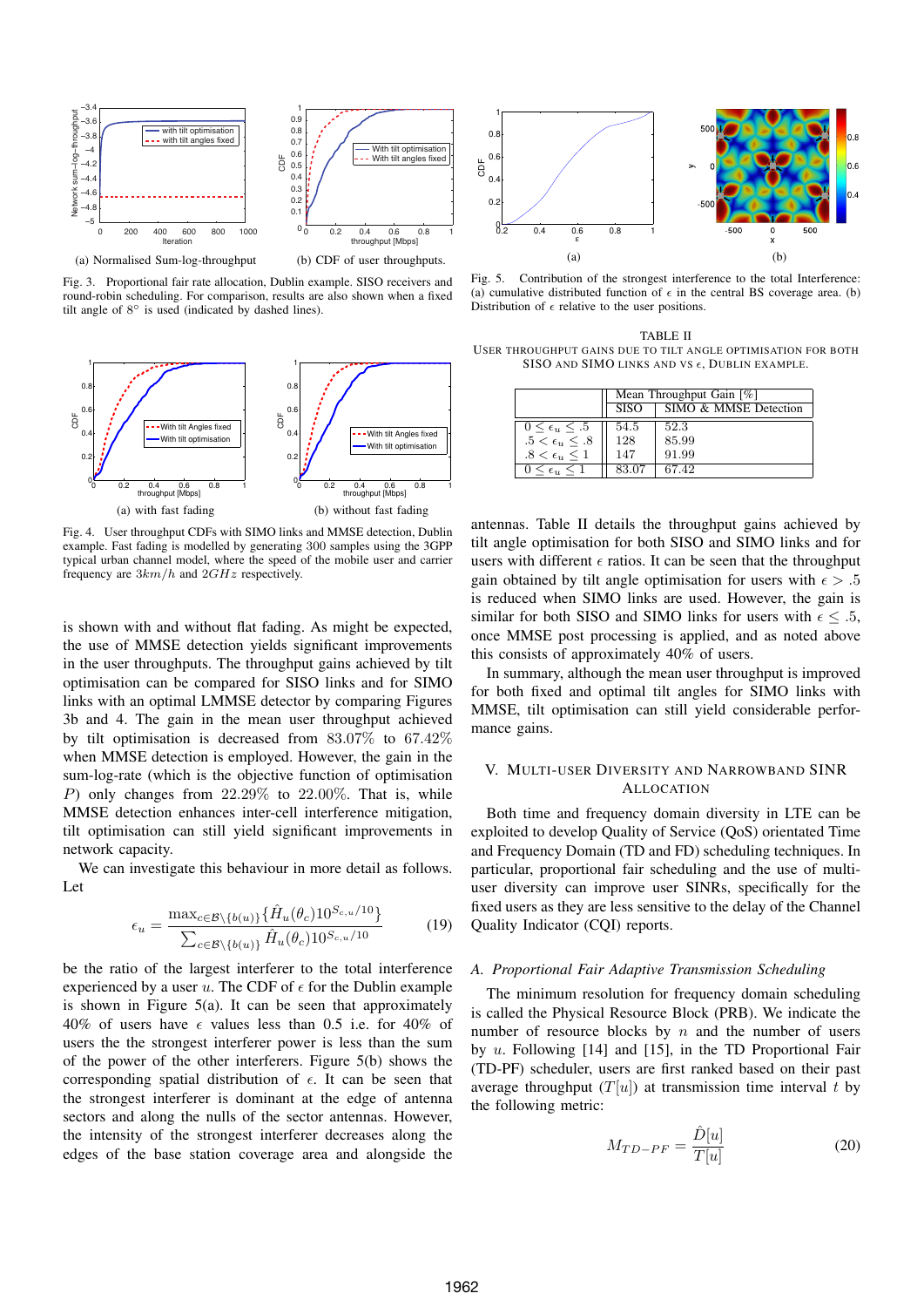(a) Normalised Sum-log-throughput

(b) CDF of user throughputs.

Fig. 3. Proportional fair rate allocation, Dublin example. SISO receivers and round-robin scheduling. For comparison, results are also shown when a fixed tilt angle of 8° is used (indicated by dashed lines).

(a) with fast fading

(b) without fast fading

Fig. 4. User throughput CDFs with SIMO links and MMSE detection, Dublin example. Fast fading is modelled by generating 300 samples using the 3GPP typical urban channel model, where the speed of the mobile user and carrier frequency are $3km/h$ and $2GHz$ respectively.

is shown with and without flat fading. As might be expected, the use of MMSE detection yields significant improvements in the user throughputs. The throughput gains achieved by tilt optimisation can be compared for SISO links and for SIMO links with an optimal LMMSE detector by comparing Figures 3b and 4. The gain in the mean user throughput achieved by tilt optimisation is decreased from $83.07\%$ to $67.42\%$ when MMSE detection is employed. However, the gain in the sum-log-rate (which is the objective function of optimisation $P$) only changes from $22.29\%$ to $22.00\%$. That is, while MMSE detection enhances inter-cell interference mitigation, tilt optimisation can still yield significant improvements in network capacity.

We can investigate this behaviour in more detail as follows. Let

$$\epsilon_u = \frac{\max_{c \in \mathcal{B} \setminus \{b(u)\}} \{\hat{H}_u(\theta_c) 10^{S_{c,u}/10}\}}{\sum_{c \in \mathcal{B} \setminus \{b(u)\}} \hat{H}_u(\theta_c) 10^{S_{c,u}/10}} \tag{19}$$

be the ratio of the largest interferer to the total interference experienced by a user $u$. The CDF of $\epsilon$ for the Dublin example is shown in Figure 5(a). It can be seen that approximately 40% of users have $\epsilon$ values less than 0.5 i.e. for 40% of users the the strongest interferer power is less than the sum of the power of the other interferers. Figure 5(b) shows the corresponding spatial distribution of $\epsilon$. It can be seen that the strongest interferer is dominant at the edge of antenna sectors and along the nulls of the sector antennas. However, the intensity of the strongest interferer decreases along the edges of the base station coverage area and alongside the

(a)

(b)

Fig. 5. Contribution of the strongest interference to the total Interference: (a) cumulative distributed function of $\epsilon$ in the central BS coverage area. (b) Distribution of $\epsilon$ relative to the user positions.

TABLE II
USER THROUGHPUT GAINS DUE TO TILT ANGLE OPTIMISATION FOR BOTH SISO AND SIMO LINKS AND VS $\epsilon$, DUBLIN EXAMPLE.

| | Mean Throughput Gain [%] | |
|---|---|---|
| | SISO | SIMO & MMSE Detection |
| $0 \le \epsilon_u \le .5$ | 54.5 | 52.3 |
| $.5 < \epsilon_u \le .8$ | 128 | 85.99 |
| $.8 < \epsilon_u \le 1$ | 147 | 91.99 |
| $0 \le \epsilon_u \le 1$ | 83.07 | 67.42 |

antennas. Table II details the throughput gains achieved by tilt angle optimisation for both SISO and SIMO links and for users with different $\epsilon$ ratios. It can be seen that the throughput gain obtained by tilt angle optimisation for users with $\epsilon > .5$ is reduced when SIMO links are used. However, the gain is similar for both SISO and SIMO links for users with $\epsilon \le .5$, once MMSE post processing is applied, and as noted above this consists of approximately 40% of users.

In summary, although the mean user throughput is improved for both fixed and optimal tilt angles for SIMO links with MMSE, tilt optimisation can still yield considerable performance gains.

## V. Multi-User Diversity and Narrowband SINR Allocation

Both time and frequency domain diversity in LTE can be exploited to develop Quality of Service (QoS) orientated Time and Frequency Domain (TD and FD) scheduling techniques. In particular, proportional fair scheduling and the use of multi-user diversity can improve user SINRs, specifically for the fixed users as they are less sensitive to the delay of the Channel Quality Indicator (CQI) reports.

### *A. Proportional Fair Adaptive Transmission Scheduling*

The minimum resolution for frequency domain scheduling is called the Physical Resource Block (PRB). We indicate the number of resource blocks by $n$ and the number of users by $u$. Following [14] and [15], in the TD Proportional Fair (TD-PF) scheduler, users are first ranked based on their past average throughput ($T[u]$) at transmission time interval $t$ by the following metric:

$$M_{TD-PF} = \frac{\hat{D}[u]}{T[u]} \tag{20}$$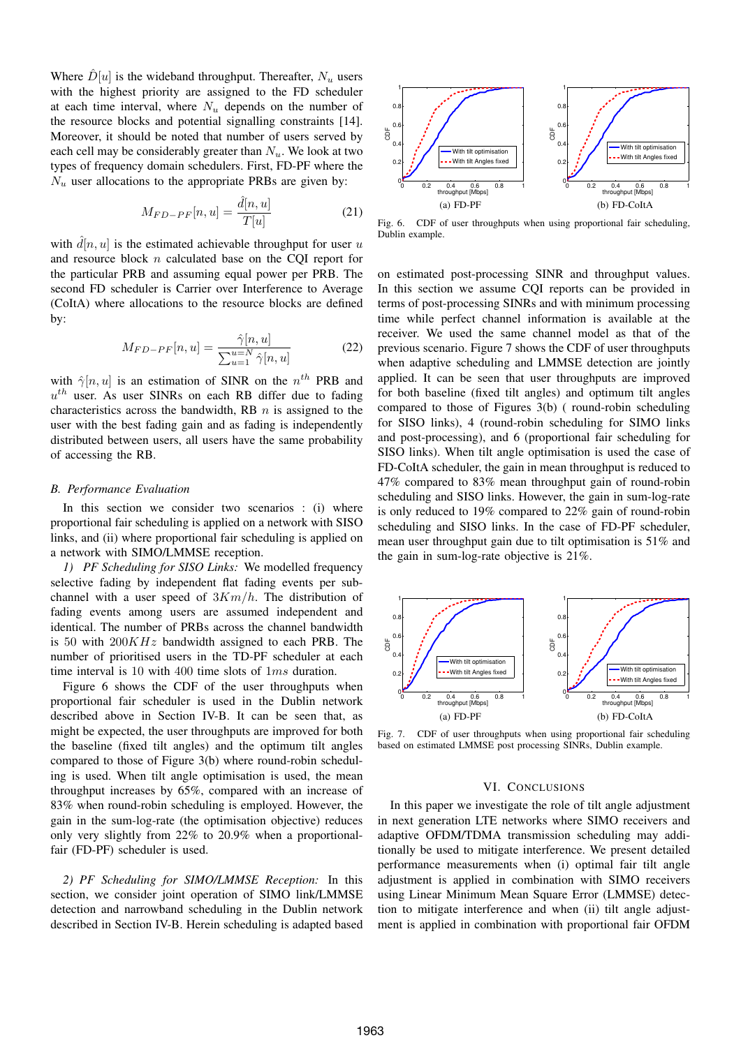Where $\hat{D}[u]$ is the wideband throughput. Thereafter, $N_u$ users with the highest priority are assigned to the FD scheduler at each time interval, where $N_u$ depends on the number of the resource blocks and potential signalling constraints [14]. Moreover, it should be noted that number of users served by each cell may be considerably greater than $N_u$. We look at two types of frequency domain schedulers. First, FD-PF where the $N_u$ user allocations to the appropriate PRBs are given by:

$$M_{FD-PF}[n,u] = \frac{\hat{d}[n,u]}{T[u]} \tag{21}$$

with $\hat{d}[n,u]$ is the estimated achievable throughput for user $u$ and resource block $n$ calculated base on the CQI report for the particular PRB and assuming equal power per PRB. The second FD scheduler is Carrier over Interference to Average (CoItA) where allocations to the resource blocks are defined by:

$$M_{FD-PF}[n,u] = \frac{\hat{\gamma}[n,u]}{\sum_{u=1}^{u=N} \hat{\gamma}[n,u]} \tag{22}$$

with $\hat{\gamma}[n,u]$ is an estimation of SINR on the $n^{th}$ PRB and $u^{th}$ user. As user SINRs on each RB differ due to fading characteristics across the bandwidth, RB $n$ is assigned to the user with the best fading gain and as fading is independently distributed between users, all users have the same probability of accessing the RB.

### B. Performance Evaluation

In this section we consider two scenarios : (i) where proportional fair scheduling is applied on a network with SISO links, and (ii) where proportional fair scheduling is applied on a network with SIMO/LMMSE reception.

*1) PF Scheduling for SISO Links:* We modelled frequency selective fading by independent flat fading events per sub-channel with a user speed of $3Km/h$. The distribution of fading events among users are assumed independent and identical. The number of PRBs across the channel bandwidth is 50 with $200KHz$ bandwidth assigned to each PRB. The number of prioritised users in the TD-PF scheduler at each time interval is 10 with 400 time slots of $1ms$ duration.

Figure 6 shows the CDF of the user throughputs when proportional fair scheduler is used in the Dublin network described above in Section IV-B. It can be seen that, as might be expected, the user throughputs are improved for both the baseline (fixed tilt angles) and the optimum tilt angles compared to those of Figure 3(b) where round-robin scheduling is used. When tilt angle optimisation is used, the mean throughput increases by 65%, compared with an increase of 83% when round-robin scheduling is employed. However, the gain in the sum-log-rate (the optimisation objective) reduces only very slightly from 22% to 20.9% when a proportional-fair (FD-PF) scheduler is used.

*2) PF Scheduling for SIMO/LMMSE Reception:* In this section, we consider joint operation of SIMO link/LMMSE detection and narrowband scheduling in the Dublin network described in Section IV-B. Herein scheduling is adapted based on estimated post-processing SINR and throughput values. In this section we assume CQI reports can be provided in terms of post-processing SINRs and with minimum processing time while perfect channel information is available at the receiver. We used the same channel model as that of the previous scenario. Figure 7 shows the CDF of user throughputs when adaptive scheduling and LMMSE detection are jointly applied. It can be seen that user throughputs are improved for both baseline (fixed tilt angles) and optimum tilt angles compared to those of Figures 3(b) ( round-robin scheduling for SISO links), 4 (round-robin scheduling for SIMO links and post-processing), and 6 (proportional fair scheduling for SISO links). When tilt angle optimisation is used the case of FD-CoItA scheduler, the gain in mean throughput is reduced to 47% compared to 83% mean throughput gain of round-robin scheduling and SISO links. However, the gain in sum-log-rate is only reduced to 19% compared to 22% gain of round-robin scheduling and SISO links. In the case of FD-PF scheduler, mean user throughput gain due to tilt optimisation is 51% and the gain in sum-log-rate objective is 21%.

Fig. 6. CDF of user throughputs when using proportional fair scheduling, Dublin example. (a) FD-PF (b) FD-CoItA

Fig. 7. CDF of user throughputs when using proportional fair scheduling based on estimated LMMSE post processing SINRs, Dublin example. (a) FD-PF (b) FD-CoItA

## VI. Conclusions

In this paper we investigate the role of tilt angle adjustment in next generation LTE networks where SIMO receivers and adaptive OFDM/TDMA transmission scheduling may additionally be used to mitigate interference. We present detailed performance measurements when (i) optimal fair tilt angle adjustment is applied in combination with SIMO receivers using Linear Minimum Mean Square Error (LMMSE) detection to mitigate interference and when (ii) tilt angle adjustment is applied in combination with proportional fair OFDM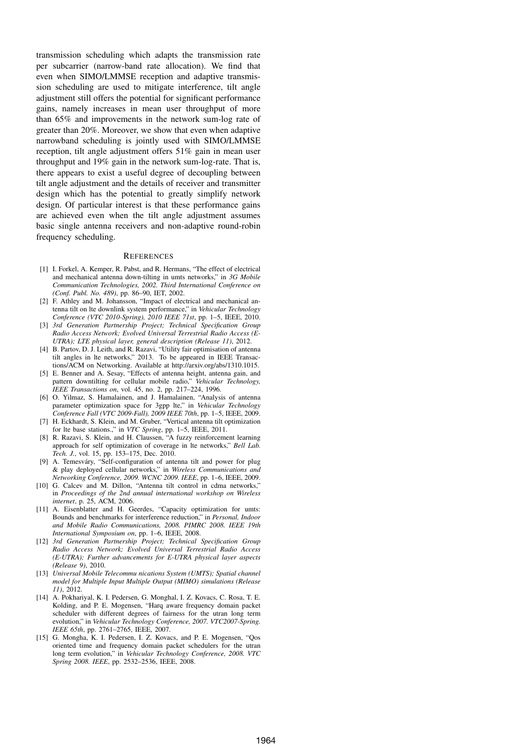transmission scheduling which adapts the transmission rate per subcarrier (narrow-band rate allocation). We find that even when SIMO/LMMSE reception and adaptive transmission scheduling are used to mitigate interference, tilt angle adjustment still offers the potential for significant performance gains, namely increases in mean user throughput of more than 65% and improvements in the network sum-log rate of greater than 20%. Moreover, we show that even when adaptive narrowband scheduling is jointly used with SIMO/LMMSE reception, tilt angle adjustment offers 51% gain in mean user throughput and 19% gain in the network sum-log-rate. That is, there appears to exist a useful degree of decoupling between tilt angle adjustment and the details of receiver and transmitter design which has the potential to greatly simplify network design. Of particular interest is that these performance gains are achieved even when the tilt angle adjustment assumes basic single antenna receivers and non-adaptive round-robin frequency scheduling.

## REFERENCES

[1] I. Forkel, A. Kemper, R. Pabst, and R. Hermans, "The effect of electrical and mechanical antenna down-tilting in umts networks," in *3G Mobile Communication Technologies, 2002. Third International Conference on (Conf. Publ. No. 489)*, pp. 86–90, IET, 2002.

[2] F. Athley and M. Johansson, "Impact of electrical and mechanical antenna tilt on lte downlink system performance," in *Vehicular Technology Conference (VTC 2010-Spring), 2010 IEEE 71st*, pp. 1–5, IEEE, 2010.

[3] *3rd Generation Partnership Project; Technical Specification Group Radio Access Network; Evolved Universal Terrestrial Radio Access (E-UTRA); LTE physical layer, general description (Release 11)*, 2012.

[4] B. Partov, D. J. Leith, and R. Razavi, "Utility fair optimisation of antenna tilt angles in lte networks," 2013. To be appeared in IEEE Transactions/ACM on Networking. Available at http://arxiv.org/abs/1310.1015.

[5] E. Benner and A. Sesay, "Effects of antenna height, antenna gain, and pattern downtilting for cellular mobile radio," *Vehicular Technology, IEEE Transactions on*, vol. 45, no. 2, pp. 217–224, 1996.

[6] O. Yilmaz, S. Hamalainen, and J. Hamalainen, "Analysis of antenna parameter optimization space for 3gpp lte," in *Vehicular Technology Conference Fall (VTC 2009-Fall), 2009 IEEE 70th*, pp. 1–5, IEEE, 2009.

[7] H. Eckhardt, S. Klein, and M. Gruber, "Vertical antenna tilt optimization for lte base stations.," in *VTC Spring*, pp. 1–5, IEEE, 2011.

[8] R. Razavi, S. Klein, and H. Claussen, "A fuzzy reinforcement learning approach for self optimization of coverage in lte networks," *Bell Lab. Tech. J.*, vol. 15, pp. 153–175, Dec. 2010.

[9] A. Temesváry, "Self-configuration of antenna tilt and power for plug & play deployed cellular networks," in *Wireless Communications and Networking Conference, 2009. WCNC 2009. IEEE*, pp. 1–6, IEEE, 2009.

[10] G. Calcev and M. Dillon, "Antenna tilt control in cdma networks," in *Proceedings of the 2nd annual international workshop on Wireless internet*, p. 25, ACM, 2006.

[11] A. Eisenblatter and H. Geerdes, "Capacity optimization for umts: Bounds and benchmarks for interference reduction," in *Personal, Indoor and Mobile Radio Communications, 2008. PIMRC 2008. IEEE 19th International Symposium on*, pp. 1–6, IEEE, 2008.

[12] *3rd Generation Partnership Project; Technical Specification Group Radio Access Network; Evolved Universal Terrestrial Radio Access (E-UTRA); Further advancements for E-UTRA physical layer aspects (Release 9)*, 2010.

[13] *Universal Mobile Telecommu nications System (UMTS); Spatial channel model for Multiple Input Multiple Output (MIMO) simulations (Release 11)*, 2012.

[14] A. Pokhariyal, K. I. Pedersen, G. Monghal, I. Z. Kovacs, C. Rosa, T. E. Kolding, and P. E. Mogensen, "Harq aware frequency domain packet scheduler with different degrees of fairness for the utran long term evolution," in *Vehicular Technology Conference, 2007. VTC2007-Spring. IEEE 65th*, pp. 2761–2765, IEEE, 2007.

[15] G. Mongha, K. I. Pedersen, I. Z. Kovacs, and P. E. Mogensen, "Qos oriented time and frequency domain packet schedulers for the utran long term evolution," in *Vehicular Technology Conference, 2008. VTC Spring 2008. IEEE*, pp. 2532–2536, IEEE, 2008.